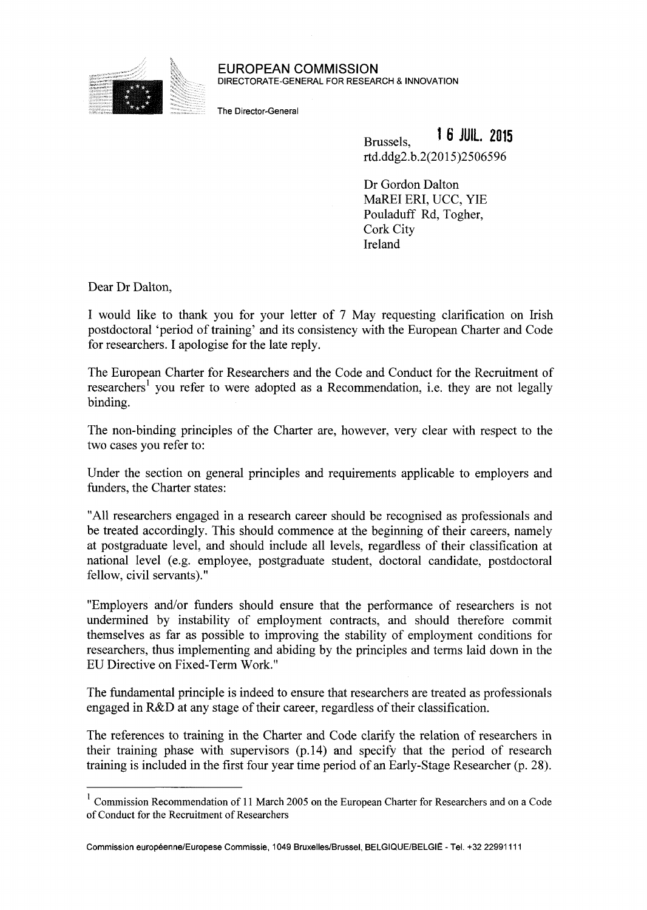**EUROPEAN COMMISSION**
DIRECTORATE-GENERAL FOR RESEARCH & INNOVATION

The Director-General

Brussels, **16 JUIL. 2015**
rtd.ddg2.b.2(2015)2506596

Dr Gordon Dalton
MaREI ERI, UCC, YIE
Pouladuff Rd, Togher,
Cork City
Ireland

Dear Dr Dalton,

I would like to thank you for your letter of 7 May requesting clarification on Irish postdoctoral 'period of training' and its consistency with the European Charter and Code for researchers. I apologise for the late reply.

The European Charter for Researchers and the Code and Conduct for the Recruitment of researchers[1] you refer to were adopted as a Recommendation, i.e. they are not legally binding.

The non-binding principles of the Charter are, however, very clear with respect to the two cases you refer to:

Under the section on general principles and requirements applicable to employers and funders, the Charter states:

"All researchers engaged in a research career should be recognised as professionals and be treated accordingly. This should commence at the beginning of their careers, namely at postgraduate level, and should include all levels, regardless of their classification at national level (e.g. employee, postgraduate student, doctoral candidate, postdoctoral fellow, civil servants)."

"Employers and/or funders should ensure that the performance of researchers is not undermined by instability of employment contracts, and should therefore commit themselves as far as possible to improving the stability of employment conditions for researchers, thus implementing and abiding by the principles and terms laid down in the EU Directive on Fixed-Term Work."

The fundamental principle is indeed to ensure that researchers are treated as professionals engaged in R&D at any stage of their career, regardless of their classification.

The references to training in the Charter and Code clarify the relation of researchers in their training phase with supervisors (p.14) and specify that the period of research training is included in the first four year time period of an Early-Stage Researcher (p. 28).

---

[1] Commission Recommendation of 11 March 2005 on the European Charter for Researchers and on a Code of Conduct for the Recruitment of Researchers

Commission européenne/Europese Commissie, 1049 Bruxelles/Brussel, BELGIQUE/BELGIË - Tel. +32 22991111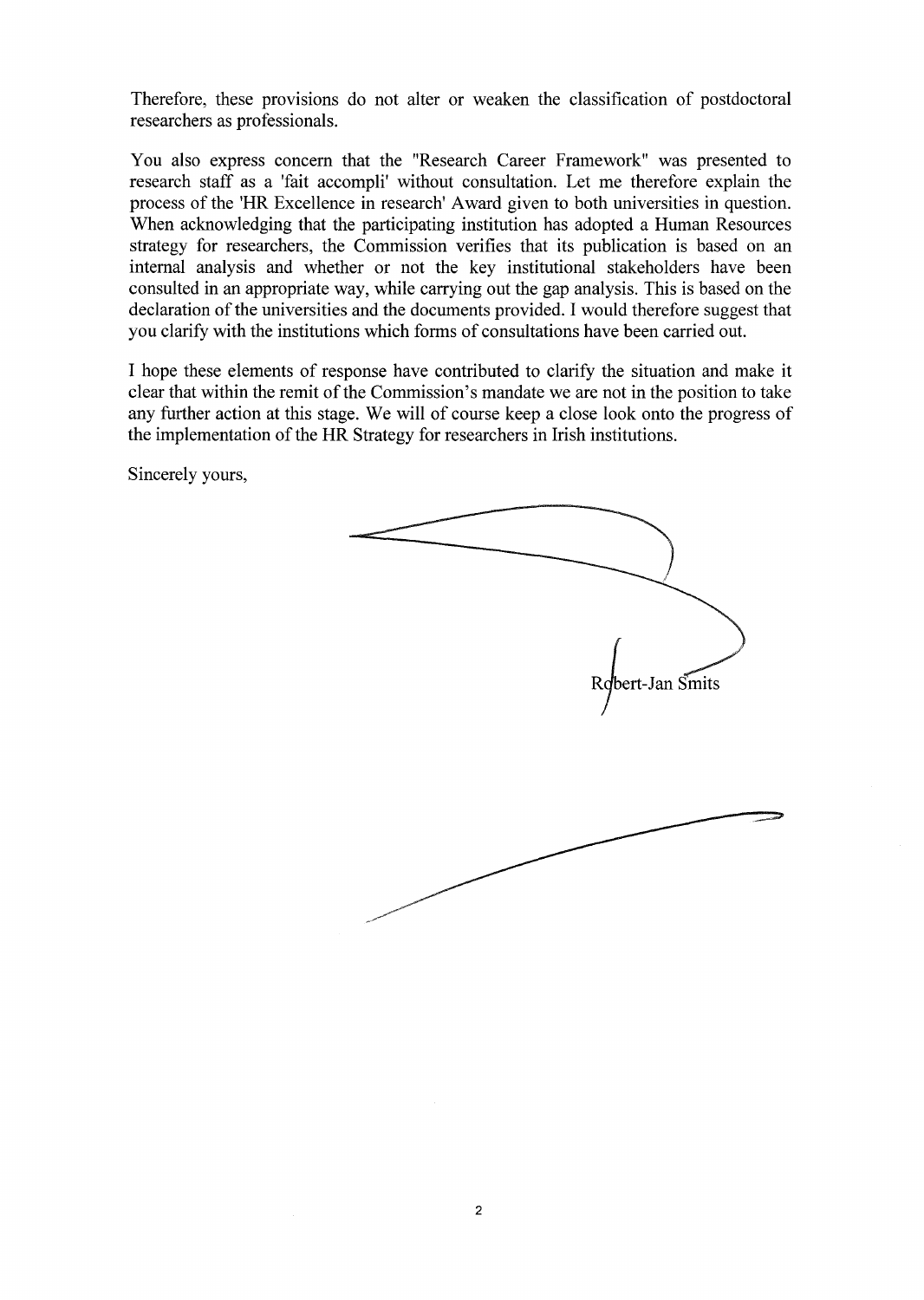Therefore, these provisions do not alter or weaken the classification of postdoctoral researchers as professionals.

You also express concern that the "Research Career Framework" was presented to research staff as a 'fait accompli' without consultation. Let me therefore explain the process of the 'HR Excellence in research' Award given to both universities in question. When acknowledging that the participating institution has adopted a Human Resources strategy for researchers, the Commission verifies that its publication is based on an internal analysis and whether or not the key institutional stakeholders have been consulted in an appropriate way, while carrying out the gap analysis. This is based on the declaration of the universities and the documents provided. I would therefore suggest that you clarify with the institutions which forms of consultations have been carried out.

I hope these elements of response have contributed to clarify the situation and make it clear that within the remit of the Commission's mandate we are not in the position to take any further action at this stage. We will of course keep a close look onto the progress of the implementation of the HR Strategy for researchers in Irish institutions.

Sincerely yours,

Robert-Jan Smits